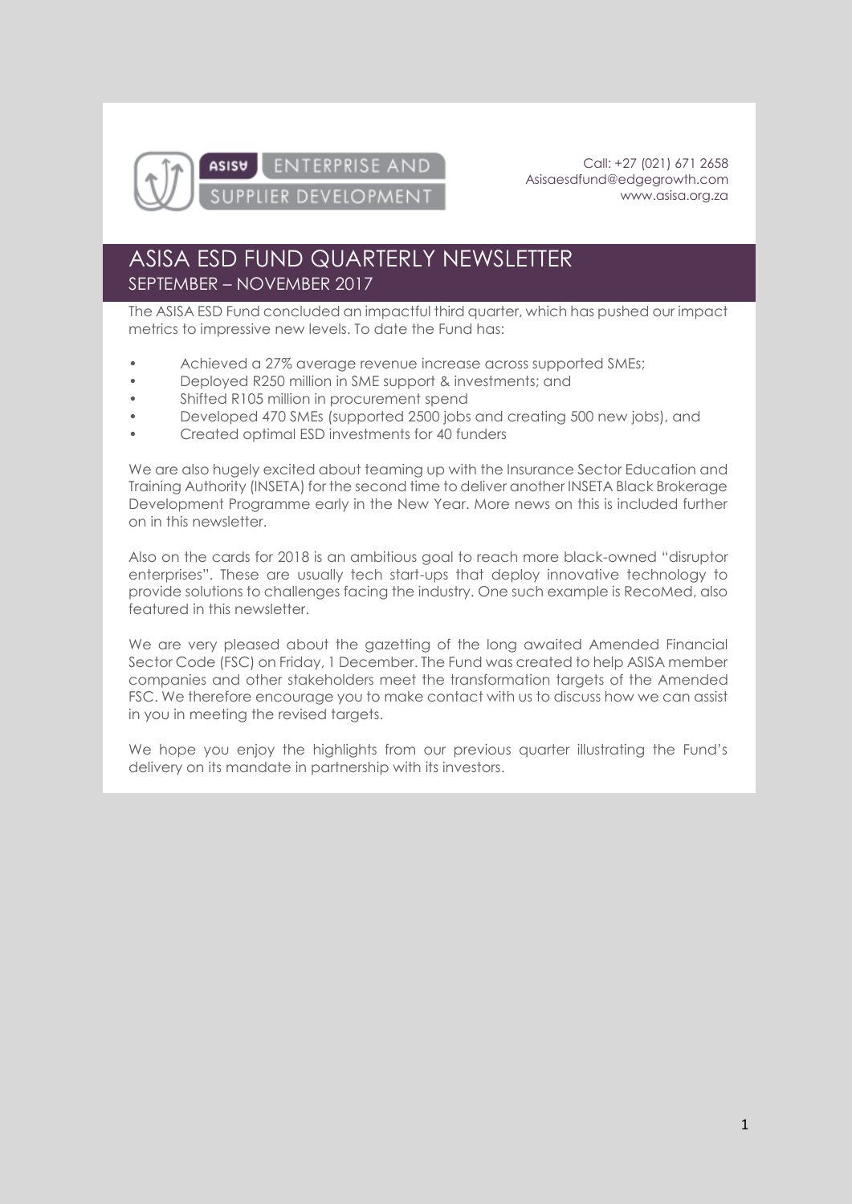ASISA ENTERPRISE AND SUPPLIER DEVELOPMENT

Call: +27 (021) 671 2658
Asisaesdfund@edgegrowth.com
www.asisa.org.za

# ASISA ESD FUND QUARTERLY NEWSLETTER

## SEPTEMBER – NOVEMBER 2017

The ASISA ESD Fund concluded an impactful third quarter, which has pushed our impact metrics to impressive new levels. To date the Fund has:

- Achieved a 27% average revenue increase across supported SMEs;
- Deployed R250 million in SME support & investments; and
- Shifted R105 million in procurement spend
- Developed 470 SMEs (supported 2500 jobs and creating 500 new jobs), and
- Created optimal ESD investments for 40 funders

We are also hugely excited about teaming up with the Insurance Sector Education and Training Authority (INSETA) for the second time to deliver another INSETA Black Brokerage Development Programme early in the New Year. More news on this is included further on in this newsletter.

Also on the cards for 2018 is an ambitious goal to reach more black-owned "disruptor enterprises". These are usually tech start-ups that deploy innovative technology to provide solutions to challenges facing the industry. One such example is RecoMed, also featured in this newsletter.

We are very pleased about the gazetting of the long awaited Amended Financial Sector Code (FSC) on Friday, 1 December. The Fund was created to help ASISA member companies and other stakeholders meet the transformation targets of the Amended FSC. We therefore encourage you to make contact with us to discuss how we can assist in you in meeting the revised targets.

We hope you enjoy the highlights from our previous quarter illustrating the Fund's delivery on its mandate in partnership with its investors.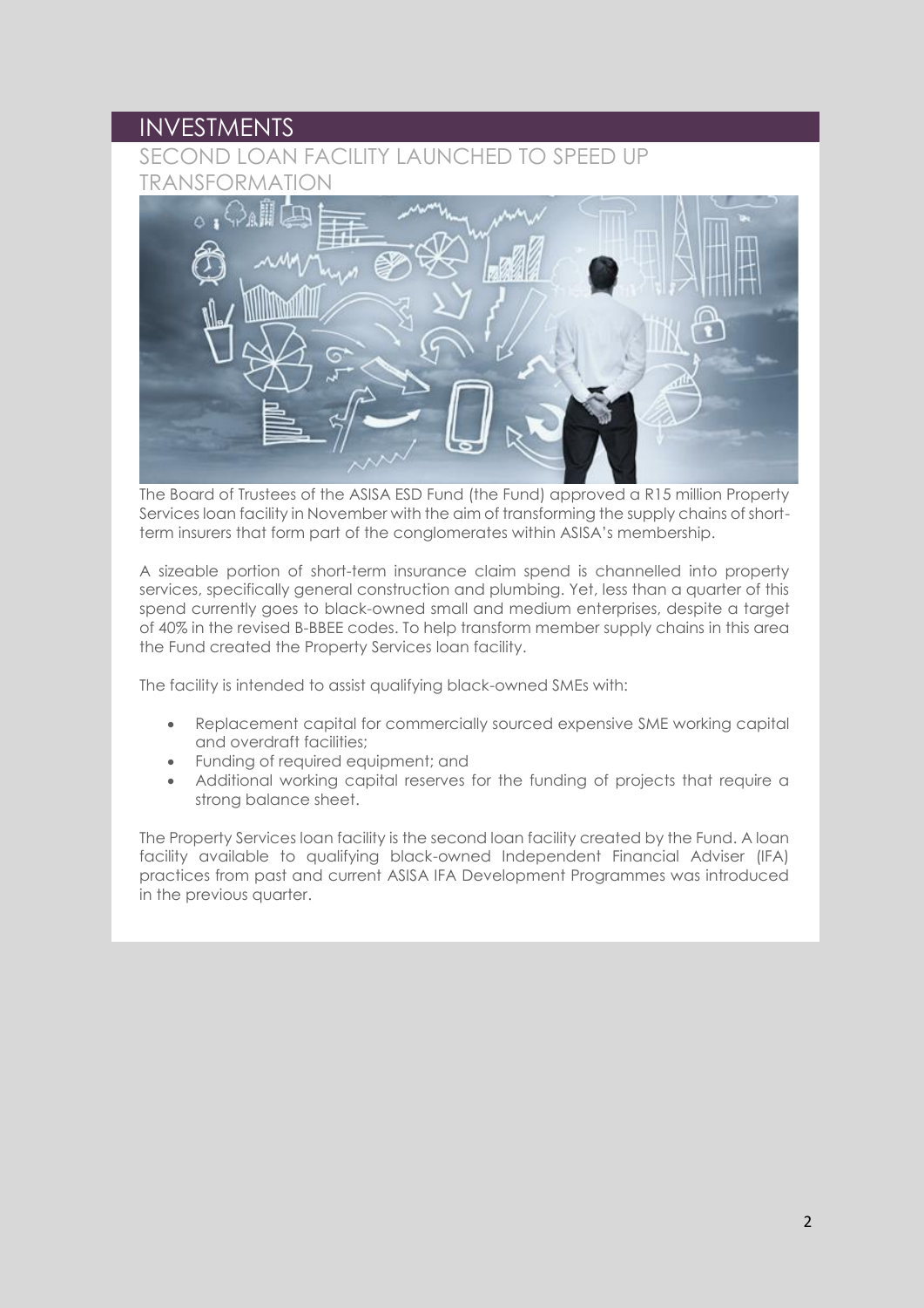# INVESTMENTS

## SECOND LOAN FACILITY LAUNCHED TO SPEED UP TRANSFORMATION

The Board of Trustees of the ASISA ESD Fund (the Fund) approved a R15 million Property Services loan facility in November with the aim of transforming the supply chains of short-term insurers that form part of the conglomerates within ASISA's membership.

A sizeable portion of short-term insurance claim spend is channelled into property services, specifically general construction and plumbing. Yet, less than a quarter of this spend currently goes to black-owned small and medium enterprises, despite a target of 40% in the revised B-BBEE codes. To help transform member supply chains in this area the Fund created the Property Services loan facility.

The facility is intended to assist qualifying black-owned SMEs with:

- Replacement capital for commercially sourced expensive SME working capital and overdraft facilities;
- Funding of required equipment; and
- Additional working capital reserves for the funding of projects that require a strong balance sheet.

The Property Services loan facility is the second loan facility created by the Fund. A loan facility available to qualifying black-owned Independent Financial Adviser (IFA) practices from past and current ASISA IFA Development Programmes was introduced in the previous quarter.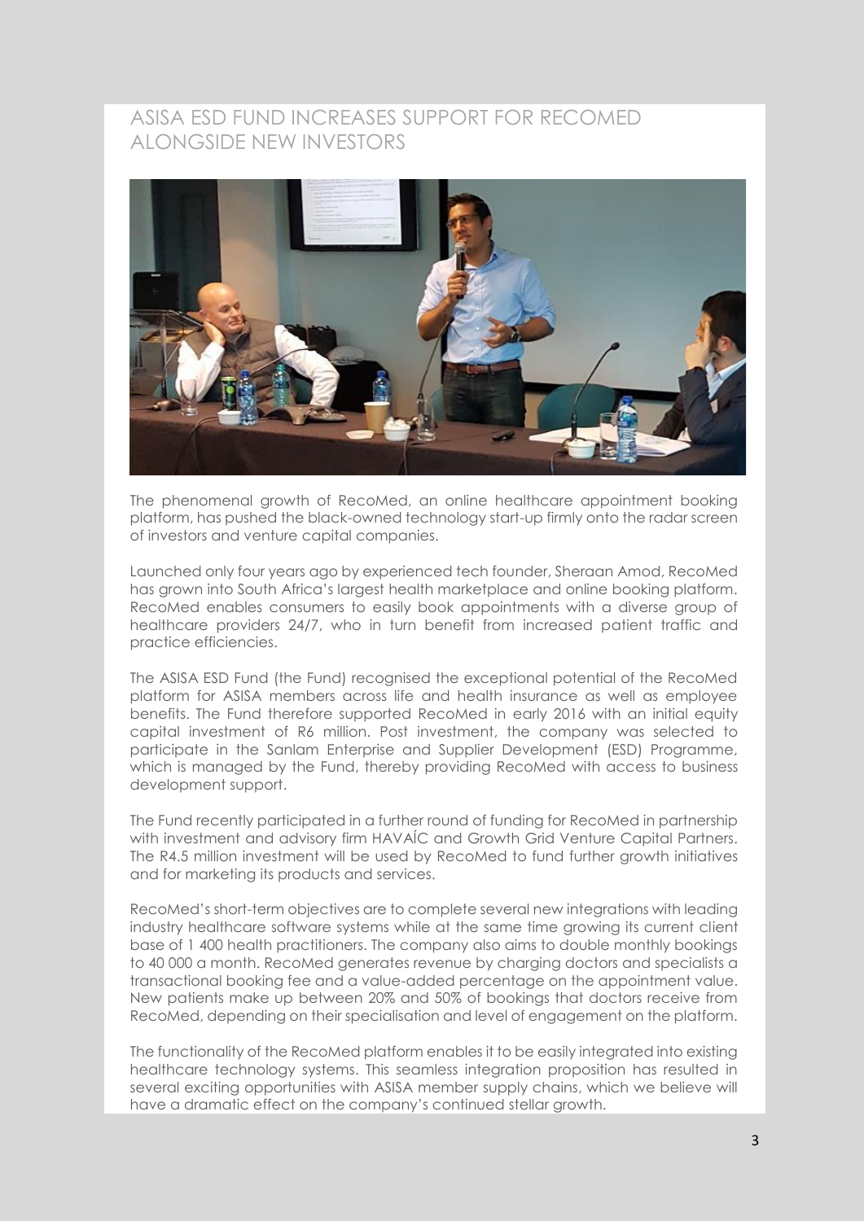# ASISA ESD FUND INCREASES SUPPORT FOR RECOMED ALONGSIDE NEW INVESTORS

The phenomenal growth of RecoMed, an online healthcare appointment booking platform, has pushed the black-owned technology start-up firmly onto the radar screen of investors and venture capital companies.

Launched only four years ago by experienced tech founder, Sheraan Amod, RecoMed has grown into South Africa's largest health marketplace and online booking platform. RecoMed enables consumers to easily book appointments with a diverse group of healthcare providers 24/7, who in turn benefit from increased patient traffic and practice efficiencies.

The ASISA ESD Fund (the Fund) recognised the exceptional potential of the RecoMed platform for ASISA members across life and health insurance as well as employee benefits. The Fund therefore supported RecoMed in early 2016 with an initial equity capital investment of R6 million. Post investment, the company was selected to participate in the Sanlam Enterprise and Supplier Development (ESD) Programme, which is managed by the Fund, thereby providing RecoMed with access to business development support.

The Fund recently participated in a further round of funding for RecoMed in partnership with investment and advisory firm HAVAÍC and Growth Grid Venture Capital Partners. The R4.5 million investment will be used by RecoMed to fund further growth initiatives and for marketing its products and services.

RecoMed's short-term objectives are to complete several new integrations with leading industry healthcare software systems while at the same time growing its current client base of 1 400 health practitioners. The company also aims to double monthly bookings to 40 000 a month. RecoMed generates revenue by charging doctors and specialists a transactional booking fee and a value-added percentage on the appointment value. New patients make up between 20% and 50% of bookings that doctors receive from RecoMed, depending on their specialisation and level of engagement on the platform.

The functionality of the RecoMed platform enables it to be easily integrated into existing healthcare technology systems. This seamless integration proposition has resulted in several exciting opportunities with ASISA member supply chains, which we believe will have a dramatic effect on the company's continued stellar growth.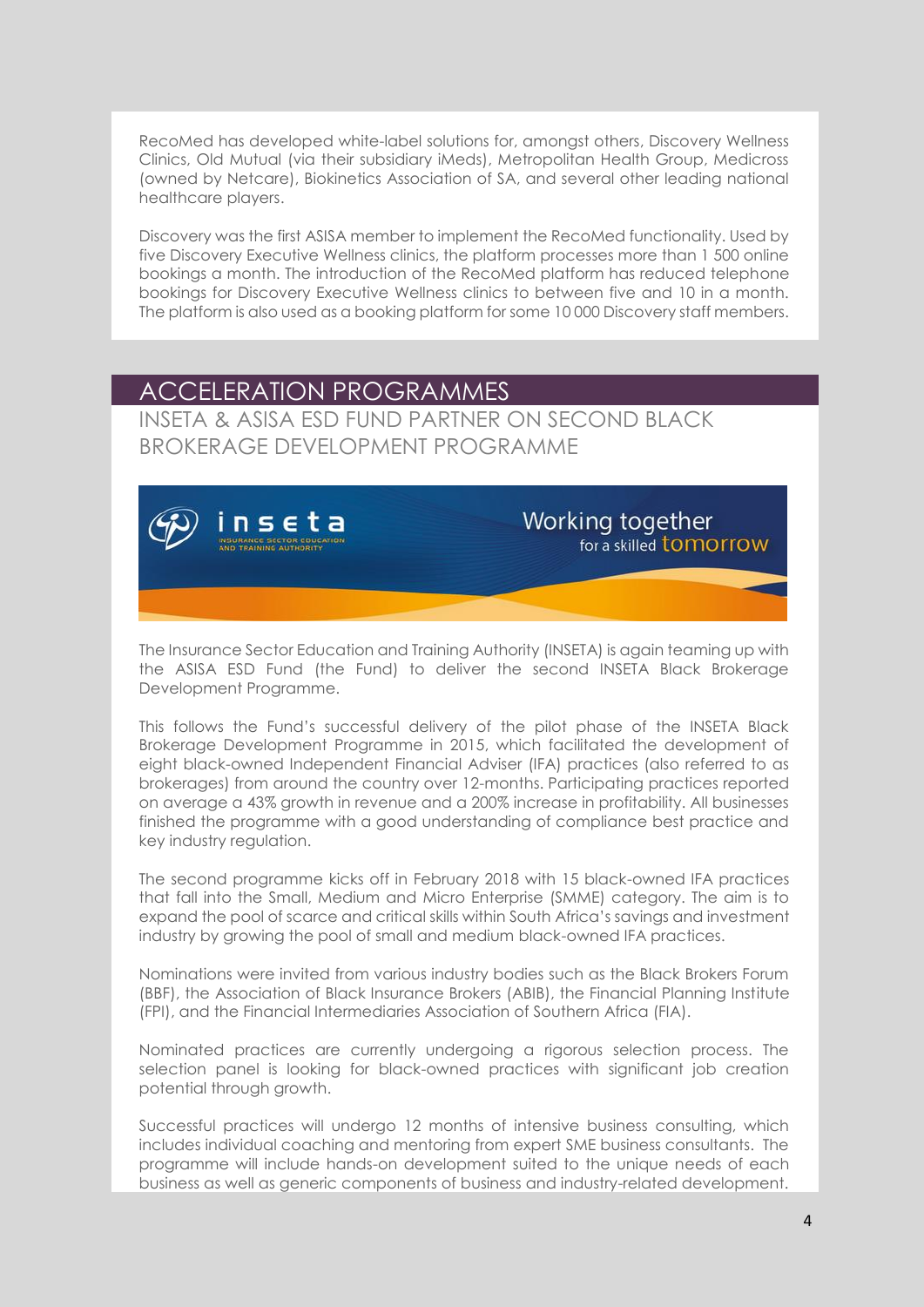RecoMed has developed white-label solutions for, amongst others, Discovery Wellness Clinics, Old Mutual (via their subsidiary iMeds), Metropolitan Health Group, Medicross (owned by Netcare), Biokinetics Association of SA, and several other leading national healthcare players.

Discovery was the first ASISA member to implement the RecoMed functionality. Used by five Discovery Executive Wellness clinics, the platform processes more than 1 500 online bookings a month. The introduction of the RecoMed platform has reduced telephone bookings for Discovery Executive Wellness clinics to between five and 10 in a month. The platform is also used as a booking platform for some 10 000 Discovery staff members.

## ACCELERATION PROGRAMMES

### INSETA & ASISA ESD FUND PARTNER ON SECOND BLACK BROKERAGE DEVELOPMENT PROGRAMME

inseta
INSURANCE SECTOR EDUCATION AND TRAINING AUTHORITY
Working together for a skilled tomorrow

The Insurance Sector Education and Training Authority (INSETA) is again teaming up with the ASISA ESD Fund (the Fund) to deliver the second INSETA Black Brokerage Development Programme.

This follows the Fund's successful delivery of the pilot phase of the INSETA Black Brokerage Development Programme in 2015, which facilitated the development of eight black-owned Independent Financial Adviser (IFA) practices (also referred to as brokerages) from around the country over 12-months. Participating practices reported on average a 43% growth in revenue and a 200% increase in profitability. All businesses finished the programme with a good understanding of compliance best practice and key industry regulation.

The second programme kicks off in February 2018 with 15 black-owned IFA practices that fall into the Small, Medium and Micro Enterprise (SMME) category. The aim is to expand the pool of scarce and critical skills within South Africa's savings and investment industry by growing the pool of small and medium black-owned IFA practices.

Nominations were invited from various industry bodies such as the Black Brokers Forum (BBF), the Association of Black Insurance Brokers (ABIB), the Financial Planning Institute (FPI), and the Financial Intermediaries Association of Southern Africa (FIA).

Nominated practices are currently undergoing a rigorous selection process. The selection panel is looking for black-owned practices with significant job creation potential through growth.

Successful practices will undergo 12 months of intensive business consulting, which includes individual coaching and mentoring from expert SME business consultants. The programme will include hands-on development suited to the unique needs of each business as well as generic components of business and industry-related development.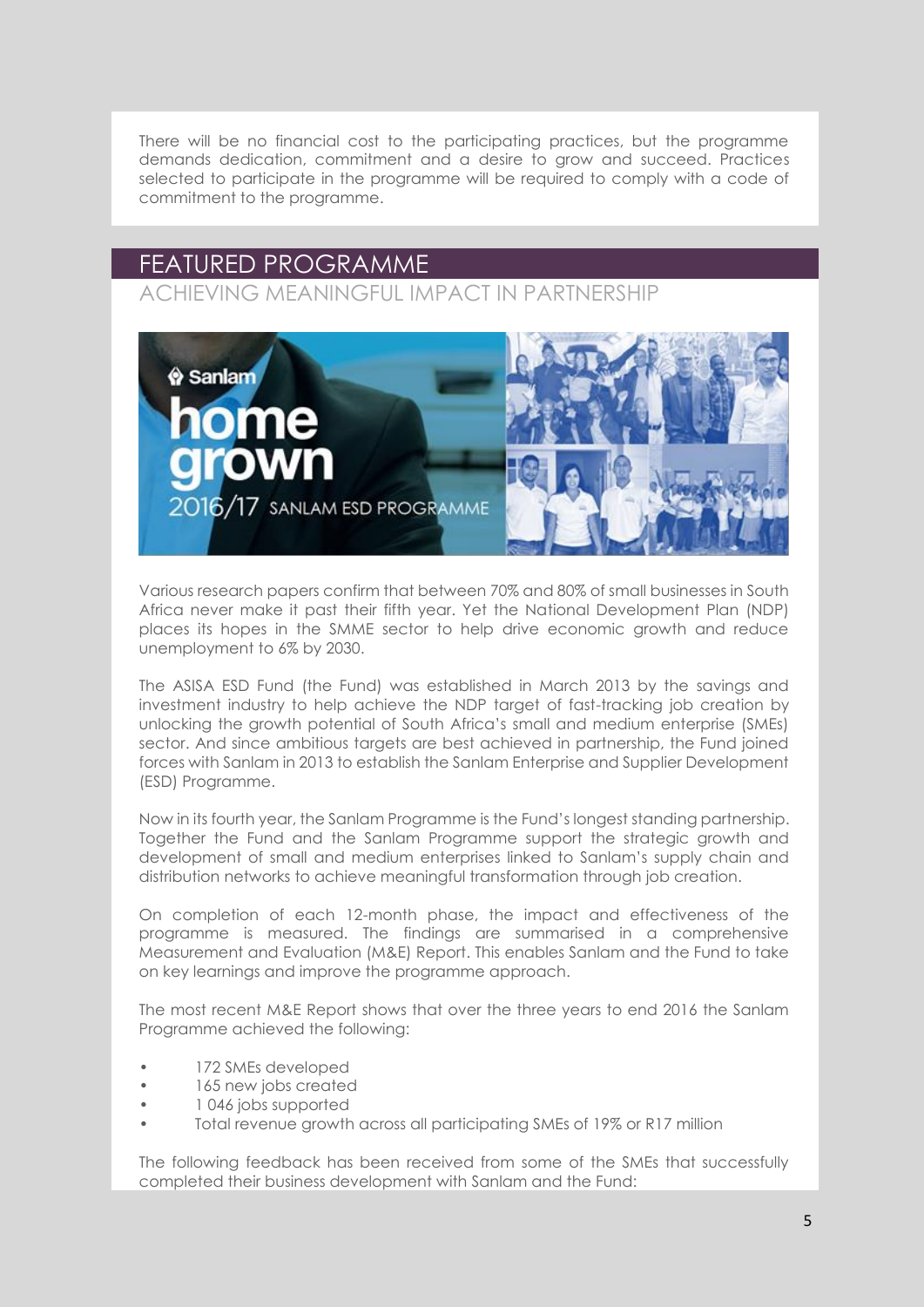There will be no financial cost to the participating practices, but the programme demands dedication, commitment and a desire to grow and succeed. Practices selected to participate in the programme will be required to comply with a code of commitment to the programme.

## FEATURED PROGRAMME

### ACHIEVING MEANINGFUL IMPACT IN PARTNERSHIP

Various research papers confirm that between 70% and 80% of small businesses in South Africa never make it past their fifth year. Yet the National Development Plan (NDP) places its hopes in the SMME sector to help drive economic growth and reduce unemployment to 6% by 2030.

The ASISA ESD Fund (the Fund) was established in March 2013 by the savings and investment industry to help achieve the NDP target of fast-tracking job creation by unlocking the growth potential of South Africa's small and medium enterprise (SMEs) sector. And since ambitious targets are best achieved in partnership, the Fund joined forces with Sanlam in 2013 to establish the Sanlam Enterprise and Supplier Development (ESD) Programme.

Now in its fourth year, the Sanlam Programme is the Fund's longest standing partnership. Together the Fund and the Sanlam Programme support the strategic growth and development of small and medium enterprises linked to Sanlam's supply chain and distribution networks to achieve meaningful transformation through job creation.

On completion of each 12-month phase, the impact and effectiveness of the programme is measured. The findings are summarised in a comprehensive Measurement and Evaluation (M&E) Report. This enables Sanlam and the Fund to take on key learnings and improve the programme approach.

The most recent M&E Report shows that over the three years to end 2016 the Sanlam Programme achieved the following:

- 172 SMEs developed
- 165 new jobs created
- 1 046 jobs supported
- Total revenue growth across all participating SMEs of 19% or R17 million

The following feedback has been received from some of the SMEs that successfully completed their business development with Sanlam and the Fund: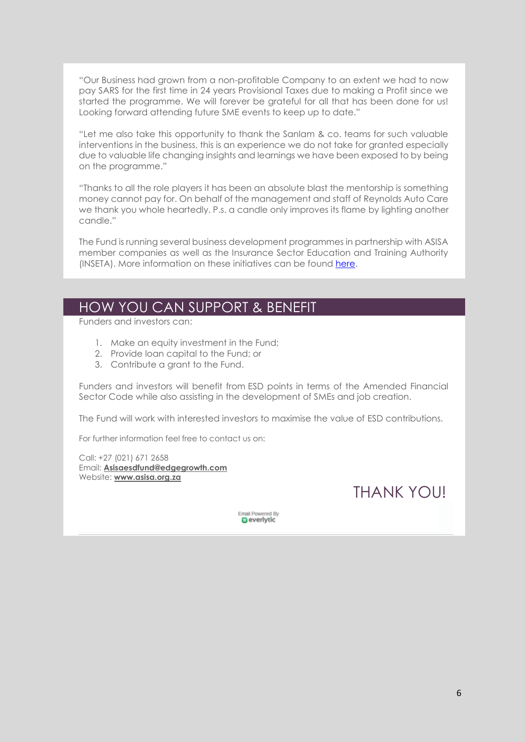"Our Business had grown from a non-profitable Company to an extent we had to now pay SARS for the first time in 24 years Provisional Taxes due to making a Profit since we started the programme. We will forever be grateful for all that has been done for us! Looking forward attending future SME events to keep up to date."

"Let me also take this opportunity to thank the Sanlam & co. teams for such valuable interventions in the business, this is an experience we do not take for granted especially due to valuable life changing insights and learnings we have been exposed to by being on the programme."

"Thanks to all the role players it has been an absolute blast the mentorship is something money cannot pay for. On behalf of the management and staff of Reynolds Auto Care we thank you whole heartedly. P.s. a candle only improves its flame by lighting another candle."

The Fund is running several business development programmes in partnership with ASISA member companies as well as the Insurance Sector Education and Training Authority (INSETA). More information on these initiatives can be found here.

## HOW YOU CAN SUPPORT & BENEFIT

Funders and investors can:

1. Make an equity investment in the Fund;
2. Provide loan capital to the Fund; or
3. Contribute a grant to the Fund.

Funders and investors will benefit from ESD points in terms of the Amended Financial Sector Code while also assisting in the development of SMEs and job creation.

The Fund will work with interested investors to maximise the value of ESD contributions.

For further information feel free to contact us on:

Call: +27 (021) 671 2658
Email: **Asisaesdfund@edgegrowth.com**
Website: **www.asisa.org.za**

THANK YOU!

Email Powered By everlytic